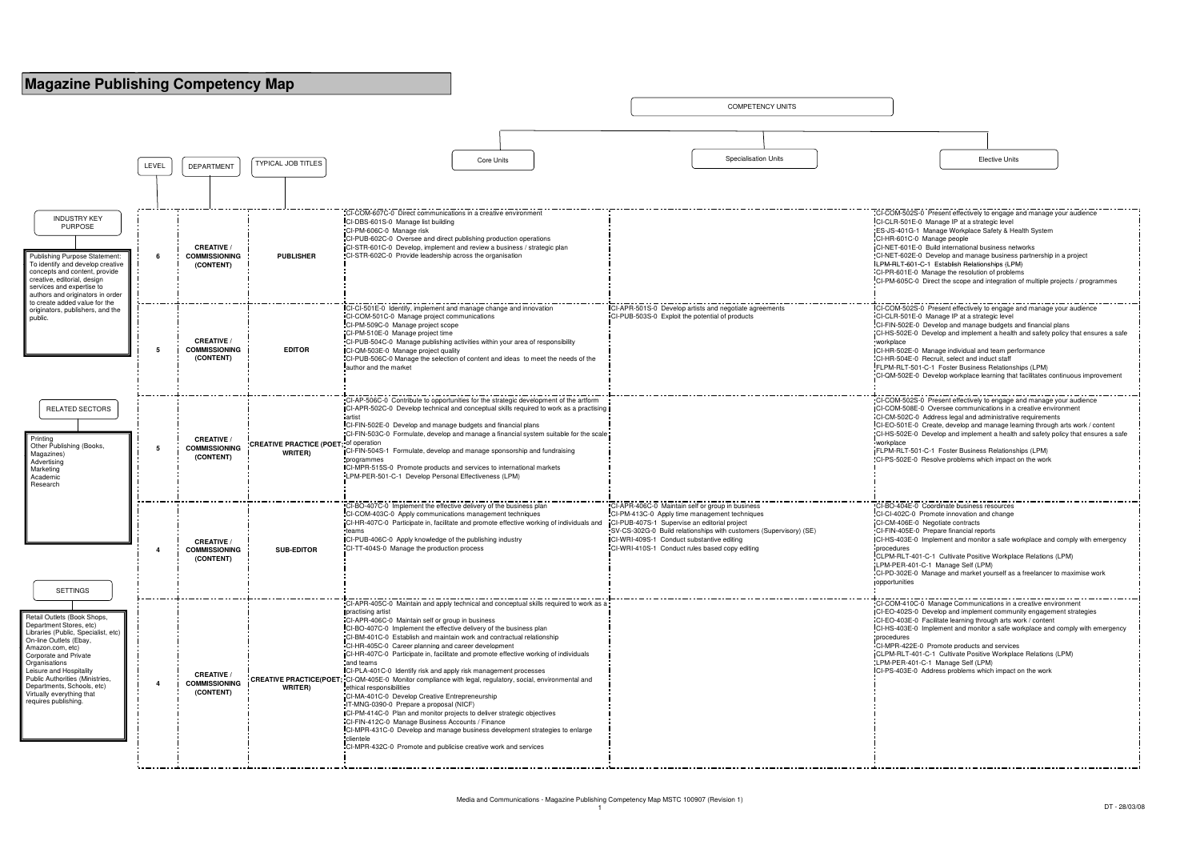# Magazine Publishing Competency Map

**INDUSTRY KEY PURPOSE**

Publishing Purpose Statement: To identify and develop creative concepts and content, provide creative, editorial, design services and expertise to authors and originators in order to create added value for the originators, publishers, and the public.

**RELATED SECTORS**

Printing
Other Publishing (Books, Magazines)
Advertising
Marketing
Academic
Research

**SETTINGS**

Retail Outlets (Book Shops, Department Stores, etc)
Libraries (Public, Specialist, etc)
On-line Outlets (Ebay, Amazon.com, etc)
Corporate and Private Organisations
Leisure and Hospitality
Public Authorities (Ministries, Departments, Schools, etc)
Virtually everything that requires publishing.

**COMPETENCY UNITS**

| LEVEL | DEPARTMENT | TYPICAL JOB TITLES | Core Units | Specialisation Units | Elective Units |
|---|---|---|---|---|---|
| 6 | CREATIVE / COMMISSIONING (CONTENT) | PUBLISHER | CI-COM-607C-0 Direct communications in a creative environment<br>CI-DBS-601S-0 Manage list building<br>CI-PM-606C-0 Manage risk<br>CI-PUB-602C-0 Oversee and direct publishing production operations<br>CI-STR-601C-0 Develop, implement and review a business / strategic plan<br>CI-STR-602C-0 Provide leadership across the organisation | | CI-COM-502S-0 Present effectively to engage and manage your audience<br>CI-CLR-501E-0 Manage IP at a strategic level<br>ES-JS-401G-1 Manage Workplace Safety & Health System<br>CI-HR-601C-0 Manage people<br>CI-NET-601E-0 Build international business networks<br>CI-NET-602E-0 Develop and manage business partnership in a project<br>LPM-RLT-601-C-1 Establish Relationships (LPM)<br>CI-PR-601E-0 Manage the resolution of problems<br>CI-PM-605C-0 Direct the scope and integration of multiple projects / programmes |
| 5 | CREATIVE / COMMISSIONING (CONTENT) | EDITOR | CI-CI-501E-0 Identify, implement and manage change and innovation<br>CI-COM-501C-0 Manage project communications<br>CI-PM-509C-0 Manage project scope<br>CI-PM-510E-0 Manage project time<br>CI-PUB-504C-0 Manage publishing activities within your area of responsibility<br>CI-QM-503E-0 Manage project quality<br>CI-PUB-506C-0 Manage the selection of content and ideas to meet the needs of the author and the market | CI-APR-501S-0 Develop artists and negotiate agreements<br>CI-PUB-503S-0 Exploit the potential of products | CI-COM-502S-0 Present effectively to engage and manage your audience<br>CI-CLR-501E-0 Manage IP at a strategic level<br>CI-FIN-502E-0 Develop and manage budgets and financial plans<br>CI-HS-502E-0 Develop and implement a health and safety policy that ensures a safe workplace<br>CI-HR-502E-0 Manage individual and team performance<br>CI-HR-504E-0 Recruit, select and induct staff<br>FLPM-RLT-501-C-1 Foster Business Relationships (LPM)<br>CI-QM-502E-0 Develop workplace learning that facilitates continuous improvement |
| 5 | CREATIVE / COMMISSIONING (CONTENT) | CREATIVE PRACTICE (POET; WRITER) | CI-AP-506C-0 Contribute to opportunities for the strategic development of the artform<br>CI-APR-502C-0 Develop technical and conceptual skills required to work as a practising artist<br>CI-FIN-502E-0 Develop and manage budgets and financial plans<br>CI-FIN-503C-0 Formulate, develop and manage a financial system suitable for the scale of operation<br>CI-FIN-504S-1 Formulate, develop and manage sponsorship and fundraising programmes<br>CI-MPR-515S-0 Promote products and services to international markets<br>LPM-PER-501-C-1 Develop Personal Effectiveness (LPM) | | CI-COM-502S-0 Present effectively to engage and manage your audience<br>CI-COM-508E-0 Oversee communications in a creative environment<br>CI-CM-502C-0 Address legal and administrative requirements<br>CI-EO-501E-0 Create, develop and manage learning through arts work / content<br>CI-HS-502E-0 Develop and implement a health and safety policy that ensures a safe workplace<br>FLPM-RLT-501-C-1 Foster Business Relationships (LPM)<br>CI-PS-502E-0 Resolve problems which impact on the work |
| 4 | CREATIVE / COMMISSIONING (CONTENT) | SUB-EDITOR | CI-BO-407C-0 Implement the effective delivery of the business plan<br>CI-COM-403C-0 Apply communications management techniques<br>CI-HR-407C-0 Participate in, facilitate and promote effective working of individuals and teams<br>CI-PUB-406C-0 Apply knowledge of the publishing industry<br>CI-TT-404S-0 Manage the production process | CI-APR-406C-0 Maintain self or group in business<br>CI-PM-413C-0 Apply time management techniques<br>CI-PUB-407S-1 Supervise an editorial project<br>SV-CS-302G-0 Build relationships with customers (Supervisory) (SE)<br>CI-WRI-409S-1 Conduct substantive editing<br>CI-WRI-410S-1 Conduct rules based copy editing | CI-BO-404E-0 Coordinate business resources<br>CI-CI-402C-0 Promote innovation and change<br>CI-CM-406E-0 Negotiate contracts<br>CI-FIN-405E-0 Prepare financial reports<br>CI-HS-403E-0 Implement and monitor a safe workplace and comply with emergency procedures<br>CLPM-RLT-401-C-1 Cultivate Positive Workplace Relations (LPM)<br>LPM-PER-401-C-1 Manage Self (LPM)<br>CI-PD-302E-0 Manage and market yourself as a freelancer to maximise work opportunities |
| 4 | CREATIVE / COMMISSIONING (CONTENT) | CREATIVE PRACTICE(POET; WRITER) | CI-APR-405C-0 Maintain and apply technical and conceptual skills required to work as a practising artist<br>CI-APR-406C-0 Maintain self or group in business<br>CI-BO-407C-0 Implement the effective delivery of the business plan<br>CI-BM-401C-0 Establish and maintain work and contractual relationship<br>CI-HR-405C-0 Career planning and career development<br>CI-HR-407C-0 Participate in, facilitate and promote effective working of individuals and teams<br>CI-PLA-401C-0 Identify risk and apply risk management processes<br>CI-QM-405E-0 Monitor compliance with legal, regulatory, social, environmental and ethical responsibilities<br>CI-MA-401C-0 Develop Creative Entrepreneurship<br>IT-MNG-0390-0 Prepare a proposal (NICF)<br>CI-PM-414C-0 Plan and monitor projects to deliver strategic objectives<br>CI-FIN-412C-0 Manage Business Accounts / Finance<br>CI-MPR-431C-0 Develop and manage business development strategies to enlarge clientele<br>CI-MPR-432C-0 Promote and publicise creative work and services | | CI-COM-410C-0 Manage Communications in a creative environment<br>CI-EO-402S-0 Develop and implement community engagement strategies<br>CI-EO-403E-0 Facilitate learning through arts work / content<br>CI-HS-403E-0 Implement and monitor a safe workplace and comply with emergency procedures<br>CI-MPR-422E-0 Promote products and services<br>CLPM-RLT-401-C-1 Cultivate Positive Workplace Relations (LPM)<br>LPM-PER-401-C-1 Manage Self (LPM)<br>CI-PS-403E-0 Address problems which impact on the work |

Media and Communications - Magazine Publishing Competency Map MSTC 100907 (Revision 1)

DT - 28/03/08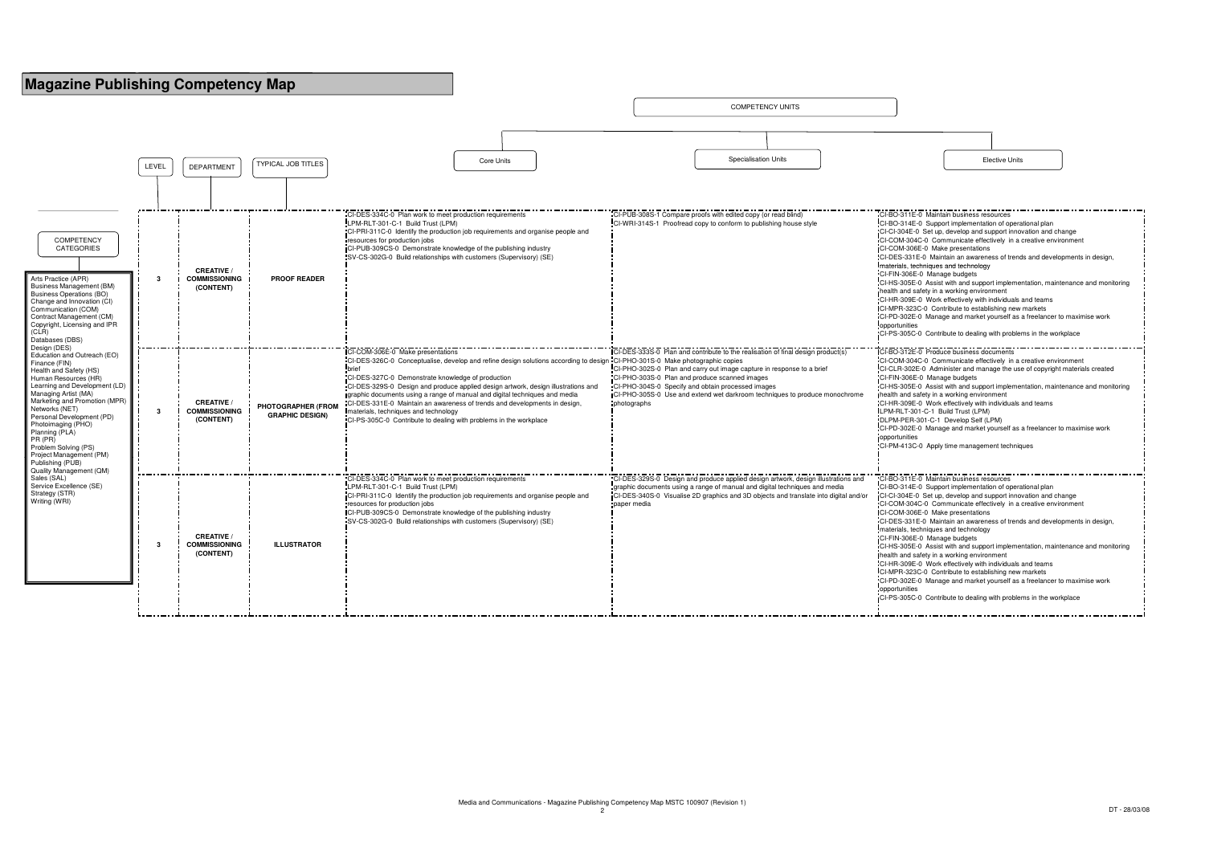# Magazine Publishing Competency Map

**COMPETENCY CATEGORIES**

- Arts Practice (APR)
- Business Management (BM)
- Business Operations (BO)
- Change and Innovation (CI)
- Communication (COM)
- Contract Management (CM)
- Copyright, Licensing and IPR (CLR)
- Databases (DBS)
- Design (DES)
- Education and Outreach (EO)
- Finance (FIN)
- Health and Safety (HS)
- Human Resources (HR)
- Learning and Development (LD)
- Managing Artist (MA)
- Marketing and Promotion (MPR)
- Networks (NET)
- Personal Development (PD)
- Photoimaging (PHO)
- Planning (PLA)
- PR (PR)
- Problem Solving (PS)
- Project Management (PM)
- Publishing (PUB)
- Quality Management (QM)
- Sales (SAL)
- Service Excellence (SE)
- Strategy (STR)
- Writing (WRI)

| LEVEL | DEPARTMENT | TYPICAL JOB TITLES | COMPETENCY UNITS: Core Units | Specialisation Units | Elective Units |
|---|---|---|---|---|---|
| 3 | **CREATIVE / COMMISSIONING (CONTENT)** | **PROOF READER** | CI-DES-334C-0 Plan work to meet production requirements<br>LPM-RLT-301-C-1 Build Trust (LPM)<br>CI-PRI-311C-0 Identify the production job requirements and organise people and resources for production jobs<br>CI-PUB-309CS-0 Demonstrate knowledge of the publishing industry<br>SV-CS-302G-0 Build relationships with customers (Supervisory) (SE) | CI-PUB-308S-1 Compare proofs with edited copy (or read blind)<br>CI-WRI-314S-1 Proofread copy to conform to publishing house style | CI-BO-311E-0 Maintain business resources<br>CI-BO-314E-0 Support implementation of operational plan<br>CI-CI-304E-0 Set up, develop and support innovation and change<br>CI-COM-304C-0 Communicate effectively in a creative environment<br>CI-COM-306E-0 Make presentations<br>CI-DES-331E-0 Maintain an awareness of trends and developments in design, materials, techniques and technology<br>CI-FIN-306E-0 Manage budgets<br>CI-HS-305E-0 Assist with and support implementation, maintenance and monitoring health and safety in a working environment<br>CI-HR-309E-0 Work effectively with individuals and teams<br>CI-MPR-323C-0 Contribute to establishing new markets<br>CI-PD-302E-0 Manage and market yourself as a freelancer to maximise work opportunities<br>CI-PS-305C-0 Contribute to dealing with problems in the workplace |
| 3 | **CREATIVE / COMMISSIONING (CONTENT)** | **PHOTOGRAPHER (FROM GRAPHIC DESIGN)** | CI-COM-306E-0 Make presentations<br>CI-DES-326C-0 Conceptualise, develop and refine design solutions according to design brief<br>CI-DES-327C-0 Demonstrate knowledge of production<br>CI-DES-329S-0 Design and produce applied design artwork, design illustrations and graphic documents using a range of manual and digital techniques and media<br>CI-DES-331E-0 Maintain an awareness of trends and developments in design, materials, techniques and technology<br>CI-PS-305C-0 Contribute to dealing with problems in the workplace | CI-DES-333S-0 Plan and contribute to the realisation of final design product(s)<br>CI-PHO-301S-0 Make photographic copies<br>CI-PHO-302S-0 Plan and carry out image capture in response to a brief<br>CI-PHO-303S-0 Plan and produce scanned images<br>CI-PHO-304S-0 Specify and obtain processed images<br>CI-PHO-305S-0 Use and extend wet darkroom techniques to produce monochrome photographs | CI-BO-312E-0 Produce business documents<br>CI-COM-304C-0 Communicate effectively in a creative environment<br>CI-CLR-302E-0 Administer and manage the use of copyright materials created<br>CI-FIN-306E-0 Manage budgets<br>CI-HS-305E-0 Assist with and support implementation, maintenance and monitoring health and safety in a working environment<br>CI-HR-309E-0 Work effectively with individuals and teams<br>LPM-RLT-301-C-1 Build Trust (LPM)<br>DLPM-PER-301-C-1 Develop Self (LPM)<br>CI-PD-302E-0 Manage and market yourself as a freelancer to maximise work opportunities<br>CI-PM-413C-0 Apply time management techniques |
| 3 | **CREATIVE / COMMISSIONING (CONTENT)** | **ILLUSTRATOR** | CI-DES-334C-0 Plan work to meet production requirements<br>LPM-RLT-301-C-1 Build Trust (LPM)<br>CI-PRI-311C-0 Identify the production job requirements and organise people and resources for production jobs<br>CI-PUB-309CS-0 Demonstrate knowledge of the publishing industry<br>SV-CS-302G-0 Build relationships with customers (Supervisory) (SE) | CI-DES-329S-0 Design and produce applied design artwork, design illustrations and graphic documents using a range of manual and digital techniques and media<br>CI-DES-340S-0 Visualise 2D graphics and 3D objects and translate into digital and/or paper media | CI-BO-311E-0 Maintain business resources<br>CI-BO-314E-0 Support implementation of operational plan<br>CI-CI-304E-0 Set up, develop and support innovation and change<br>CI-COM-304C-0 Communicate effectively in a creative environment<br>CI-COM-306E-0 Make presentations<br>CI-DES-331E-0 Maintain an awareness of trends and developments in design, materials, techniques and technology<br>CI-FIN-306E-0 Manage budgets<br>CI-HS-305E-0 Assist with and support implementation, maintenance and monitoring health and safety in a working environment<br>CI-HR-309E-0 Work effectively with individuals and teams<br>CI-MPR-323C-0 Contribute to establishing new markets<br>CI-PD-302E-0 Manage and market yourself as a freelancer to maximise work opportunities<br>CI-PS-305C-0 Contribute to dealing with problems in the workplace |

Media and Communications - Magazine Publishing Competency Map MSTC 100907 (Revision 1)

DT - 28/03/08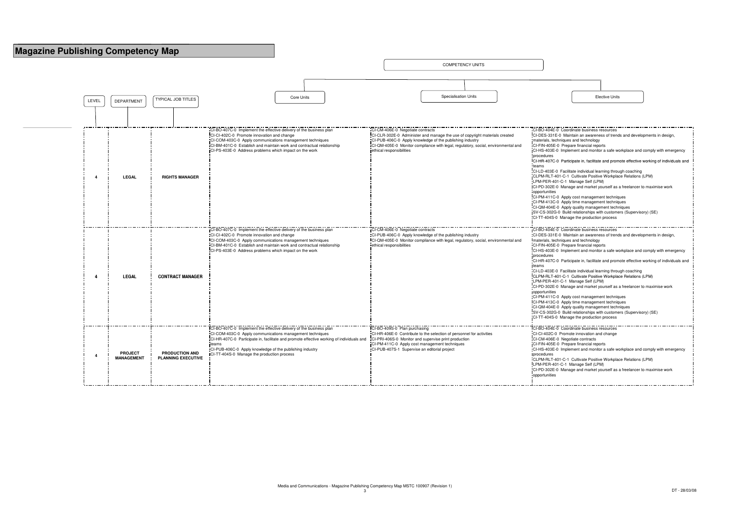# Magazine Publishing Competency Map

| LEVEL | DEPARTMENT | TYPICAL JOB TITLES | COMPETENCY UNITS: Core Units | Specialisation Units | Elective Units |
|---|---|---|---|---|---|
| 4 | LEGAL | RIGHTS MANAGER | CI-BO-407C-0 Implement the effective delivery of the business plan<br>CI-CI-402C-0 Promote innovation and change<br>CI-COM-403C-0 Apply communications management techniques<br>CI-BM-401C-0 Establish and maintain work and contractual relationship<br>CI-PS-403E-0 Address problems which impact on the work | CI-CM-406E-0 Negotiate contracts<br>CI-CLR-302E-0 Administer and manage the use of copyright materials created<br>CI-PUB-406C-0 Apply knowledge of the publishing industry<br>CI-QM-405E-0 Monitor compliance with legal, regulatory, social, environmental and ethical responsibilities | CI-BO-404E-0 Coordinate business resources<br>CI-DES-331E-0 Maintain an awareness of trends and developments in design, materials, techniques and technology<br>CI-FIN-405E-0 Prepare financial reports<br>CI-HS-403E-0 Implement and monitor a safe workplace and comply with emergency procedures<br>CI-HR-407C-0 Participate in, facilitate and promote effective working of individuals and teams<br>CI-LD-403E-0 Facilitate individual learning through coaching<br>CLPM-RLT-401-C-1 Cultivate Positive Workplace Relations (LPM)<br>LPM-PER-401-C-1 Manage Self (LPM)<br>CI-PD-302E-0 Manage and market yourself as a freelancer to maximise work opportunities<br>CI-PM-411C-0 Apply cost management techniques<br>CI-PM-413C-0 Apply time management techniques<br>CI-QM-404E-0 Apply quality management techniques<br>SV-CS-302G-0 Build relationships with customers (Supervisory) (SE)<br>CI-TT-404S-0 Manage the production process |
| 4 | LEGAL | CONTRACT MANAGER | CI-BO-407C-0 Implement the effective delivery of the business plan<br>CI-CI-402C-0 Promote innovation and change<br>CI-COM-403C-0 Apply communications management techniques<br>CI-BM-401C-0 Establish and maintain work and contractual relationship<br>CI-PS-403E-0 Address problems which impact on the work | CI-CM-406E-0 Negotiate contracts<br>CI-PUB-406C-0 Apply knowledge of the publishing industry<br>CI-QM-405E-0 Monitor compliance with legal, regulatory, social, environmental and ethical responsibilities | CI-BO-404E-0 Coordinate business resources<br>CI-DES-331E-0 Maintain an awareness of trends and developments in design, materials, techniques and technology<br>CI-FIN-405E-0 Prepare financial reports<br>CI-HS-403E-0 Implement and monitor a safe workplace and comply with emergency procedures<br>CI-HR-407C-0 Participate in, facilitate and promote effective working of individuals and teams<br>CI-LD-403E-0 Facilitate individual learning through coaching<br>CLPM-RLT-401-C-1 Cultivate Positive Workplace Relations (LPM)<br>LPM-PER-401-C-1 Manage Self (LPM)<br>CI-PD-302E-0 Manage and market yourself as a freelancer to maximise work opportunities<br>CI-PM-411C-0 Apply cost management techniques<br>CI-PM-413C-0 Apply time management techniques<br>CI-QM-404E-0 Apply quality management techniques<br>SV-CS-302G-0 Build relationships with customers (Supervisory) (SE)<br>CI-TT-404S-0 Manage the production process |
| 4 | PROJECT MANAGEMENT | PRODUCTION AND PLANNING EXECUTIVE | CI-BO-407C-0 Implement the effective delivery of the business plan<br>CI-COM-403C-0 Apply communications management techniques<br>CI-HR-407C-0 Participate in, facilitate and promote effective working of individuals and teams<br>CI-PUB-406C-0 Apply knowledge of the publishing industry<br>CI-TT-404S-0 Manage the production process | CI-BO-409S-0 Plan purchasing<br>CI-HR-406E-0 Contribute to the selection of personnel for activities<br>CI-PRI-406S-0 Monitor and supervise print production<br>CI-PM-411C-0 Apply cost management techniques<br>CI-PUB-407S-1 Supervise an editorial project | CI-BO-404E-0 Coordinate business resources<br>CI-CI-402C-0 Promote innovation and change<br>CI-CM-406E-0 Negotiate contracts<br>CI-FIN-405E-0 Prepare financial reports<br>CI-HS-403E-0 Implement and monitor a safe workplace and comply with emergency procedures<br>CLPM-RLT-401-C-1 Cultivate Positive Workplace Relations (LPM)<br>LPM-PER-401-C-1 Manage Self (LPM)<br>CI-PD-302E-0 Manage and market yourself as a freelancer to maximise work opportunities |

Media and Communications - Magazine Publishing Competency Map MSTC 100907 (Revision 1)

DT - 28/03/08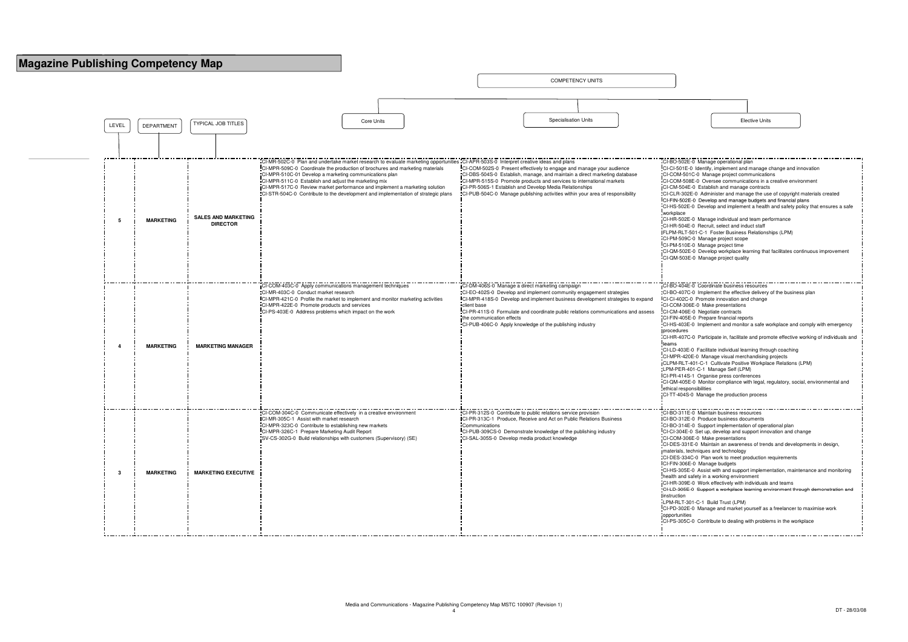# Magazine Publishing Competency Map

| LEVEL | DEPARTMENT | TYPICAL JOB TITLES | COMPETENCY UNITS: Core Units | COMPETENCY UNITS: Specialisation Units | COMPETENCY UNITS: Elective Units |
|---|---|---|---|---|---|
| **5** | **MARKETING** | **SALES AND MARKETING DIRECTOR** | CI-MR-502C-0 Plan and undertake market research to evaluate marketing opportunities<br>CI-MPR-509C-0 Coordinate the production of brochures and marketing materials<br>CI-MPR-510C-01 Develop a marketing communications plan<br>CI-MPR-511C-0 Establish and adjust the marketing mix<br>CI-MPR-517C-0 Review market performance and implement a marketing solution<br>CI-STR-504C-0 Contribute to the development and implementation of strategic plans | CI-APR-503S-0 Interpret creative ideas and plans<br>CI-COM-502S-0 Present effectively to engage and manage your audience<br>CI-DBS-504S-0 Establish, manage, and maintain a direct marketing database<br>CI-MPR-515S-0 Promote products and services to international markets<br>CI-PR-506S-1 Establish and Develop Media Relationships<br>CI-PUB-504C-0 Manage publishing activities within your area of responsibility | CI-BO-502E-0 Manage operational plan<br>CI-CI-501E-0 Identify, implement and manage change and innovation<br>CI-COM-501C-0 Manage project communications<br>CI-COM-508E-0 Oversee communications in a creative environment<br>CI-CM-504E-0 Establish and manage contracts<br>CI-CLR-302E-0 Administer and manage the use of copyright materials created<br>CI-FIN-502E-0 Develop and manage budgets and financial plans<br>CI-HS-502E-0 Develop and implement a health and safety policy that ensures a safe workplace<br>CI-HR-502E-0 Manage individual and team performance<br>CI-HR-504E-0 Recruit, select and induct staff<br>FLPM-RLT-501-C-1 Foster Business Relationships (LPM)<br>CI-PM-509C-0 Manage project scope<br>CI-PM-510E-0 Manage project time<br>CI-QM-502E-0 Develop workplace learning that facilitates continuous improvement<br>CI-QM-503E-0 Manage project quality |
| **4** | **MARKETING** | **MARKETING MANAGER** | CI-COM-403C-0 Apply communications management techniques<br>CI-MR-403C-0 Conduct market research<br>CI-MPR-421C-0 Profile the market to implement and monitor marketing activities<br>CI-MPR-422E-0 Promote products and services<br>CI-PS-403E-0 Address problems which impact on the work | CI-DM-406S-0 Manage a direct marketing campaign<br>CI-EO-402S-0 Develop and implement community engagement strategies<br>CI-MPR-418S-0 Develop and implement business development strategies to expand client base<br>CI-PR-411S-0 Formulate and coordinate public relations communications and assess the communication effects<br>CI-PUB-406C-0 Apply knowledge of the publishing industry | CI-BO-404E-0 Coordinate business resources<br>CI-BO-407C-0 Implement the effective delivery of the business plan<br>CI-CI-402C-0 Promote innovation and change<br>CI-COM-306E-0 Make presentations<br>CI-CM-406E-0 Negotiate contracts<br>CI-FIN-405E-0 Prepare financial reports<br>CI-HS-403E-0 Implement and monitor a safe workplace and comply with emergency procedures<br>CI-HR-407C-0 Participate in, facilitate and promote effective working of individuals and teams<br>CI-LD-403E-0 Facilitate individual learning through coaching<br>CI-MPR-420E-0 Manage visual merchandising projects<br>CLPM-RLT-401-C-1 Cultivate Positive Workplace Relations (LPM)<br>LPM-PER-401-C-1 Manage Self (LPM)<br>CI-PR-414S-1 Organise press conferences<br>CI-QM-405E-0 Monitor compliance with legal, regulatory, social, environmental and ethical responsibilities<br>CI-TT-404S-0 Manage the production process |
| **3** | **MARKETING** | **MARKETING EXECUTIVE** | CI-COM-304C-0 Communicate effectively in a creative environment<br>CI-MR-305C-1 Assist with market research<br>CI-MPR-323C-0 Contribute to establishing new markets<br>CI-MPR-326C-1 Prepare Marketing Audit Report<br>SV-CS-302G-0 Build relationships with customers (Supervisory) (SE) | CI-PR-312S-0 Contribute to public relations service provision<br>CI-PR-313C-1 Produce, Receive and Act on Public Relations Business Communications<br>CI-PUB-309CS-0 Demonstrate knowledge of the publishing industry<br>CI-SAL-305S-0 Develop media product knowledge | CI-BO-311E-0 Maintain business resources<br>CI-BO-312E-0 Produce business documents<br>CI-BO-314E-0 Support implementation of operational plan<br>CI-CI-304E-0 Set up, develop and support innovation and change<br>CI-COM-306E-0 Make presentations<br>CI-DES-331E-0 Maintain an awareness of trends and developments in design, materials, techniques and technology<br>CI-DES-334C-0 Plan work to meet production requirements<br>CI-FIN-306E-0 Manage budgets<br>CI-HS-305E-0 Assist with and support implementation, maintenance and monitoring health and safety in a working environment<br>CI-HR-309E-0 Work effectively with individuals and teams<br>CI-LD-305E-0 Support a workplace learning environment through demonstration and instruction<br>LPM-RLT-301-C-1 Build Trust (LPM)<br>CI-PD-302E-0 Manage and market yourself as a freelancer to maximise work opportunities<br>CI-PS-305C-0 Contribute to dealing with problems in the workplace |

Media and Communications - Magazine Publishing Competency Map MSTC 100907 (Revision 1)

DT - 28/03/08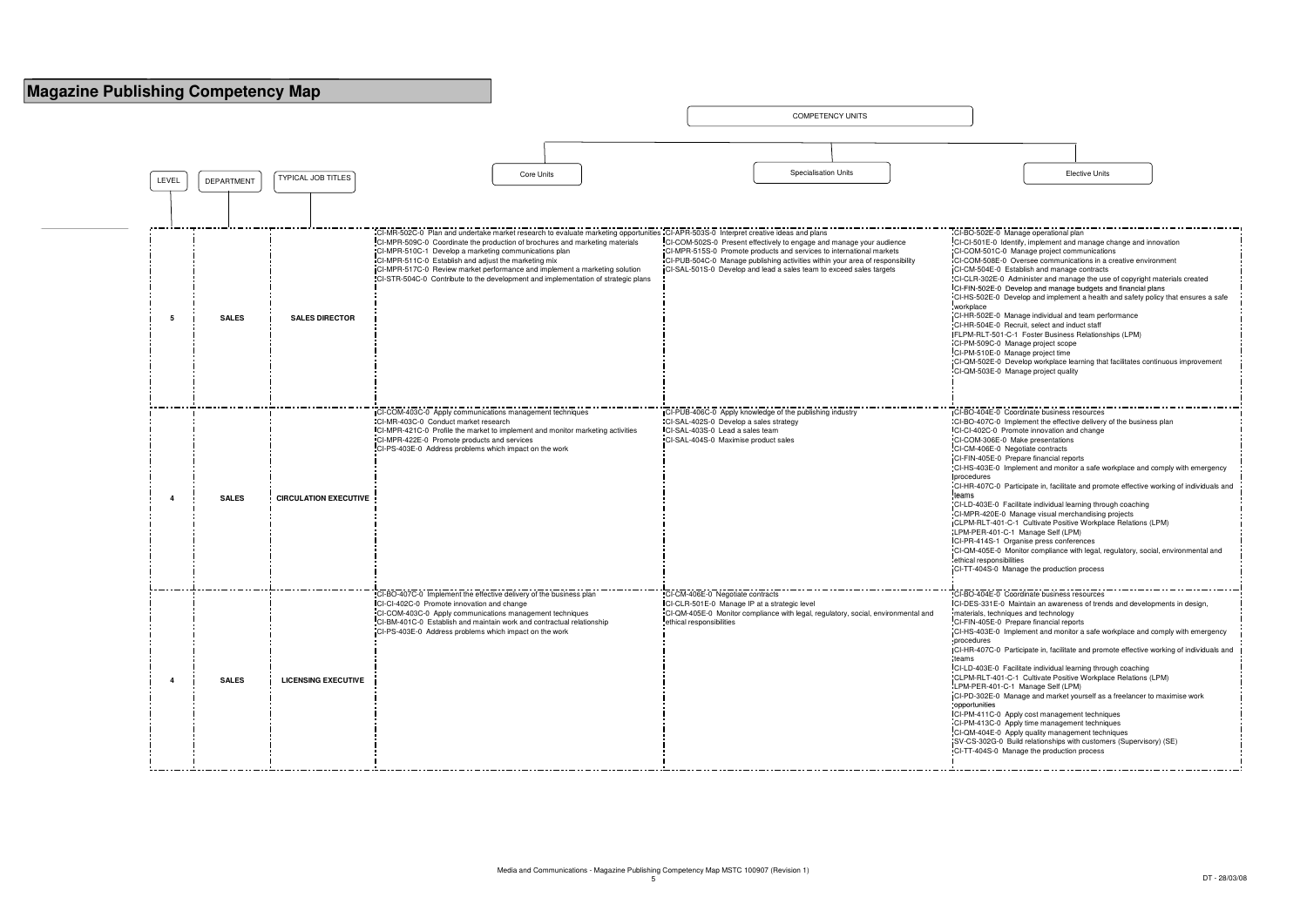# Magazine Publishing Competency Map

COMPETENCY UNITS

| LEVEL | DEPARTMENT | TYPICAL JOB TITLES | Core Units | Specialisation Units | Elective Units |
|---|---|---|---|---|---|
| 5 | SALES | SALES DIRECTOR | CI-MR-502C-0 Plan and undertake market research to evaluate marketing opportunities<br>CI-MPR-509C-0 Coordinate the production of brochures and marketing materials<br>CI-MPR-510C-1 Develop a marketing communications plan<br>CI-MPR-511C-0 Establish and adjust the marketing mix<br>CI-MPR-517C-0 Review market performance and implement a marketing solution<br>CI-STR-504C-0 Contribute to the development and implementation of strategic plans | CI-APR-503S-0 Interpret creative ideas and plans<br>CI-COM-502S-0 Present effectively to engage and manage your audience<br>CI-MPR-515S-0 Promote products and services to international markets<br>CI-PUB-504C-0 Manage publishing activities within your area of responsibility<br>CI-SAL-501S-0 Develop and lead a sales team to exceed sales targets | CI-BO-502E-0 Manage operational plan<br>CI-CI-501E-0 Identify, implement and manage change and innovation<br>CI-COM-501C-0 Manage project communications<br>CI-COM-508E-0 Oversee communications in a creative environment<br>CI-CM-504E-0 Establish and manage contracts<br>CI-CLR-302E-0 Administer and manage the use of copyright materials created<br>CI-FIN-502E-0 Develop and manage budgets and financial plans<br>CI-HS-502E-0 Develop and implement a health and safety policy that ensures a safe workplace<br>CI-HR-502E-0 Manage individual and team performance<br>CI-HR-504E-0 Recruit, select and induct staff<br>FLPM-RLT-501-C-1 Foster Business Relationships (LPM)<br>CI-PM-509C-0 Manage project scope<br>CI-PM-510E-0 Manage project time<br>CI-QM-502E-0 Develop workplace learning that facilitates continuous improvement<br>CI-QM-503E-0 Manage project quality |
| 4 | SALES | CIRCULATION EXECUTIVE | CI-COM-403C-0 Apply communications management techniques<br>CI-MR-403C-0 Conduct market research<br>CI-MPR-421C-0 Profile the market to implement and monitor marketing activities<br>CI-MPR-422E-0 Promote products and services<br>CI-PS-403E-0 Address problems which impact on the work | CI-PUB-406C-0 Apply knowledge of the publishing industry<br>CI-SAL-402S-0 Develop a sales strategy<br>CI-SAL-403S-0 Lead a sales team<br>CI-SAL-404S-0 Maximise product sales | CI-BO-404E-0 Coordinate business resources<br>CI-BO-407C-0 Implement the effective delivery of the business plan<br>CI-CI-402C-0 Promote innovation and change<br>CI-COM-306E-0 Make presentations<br>CI-CM-406E-0 Negotiate contracts<br>CI-FIN-405E-0 Prepare financial reports<br>CI-HS-403E-0 Implement and monitor a safe workplace and comply with emergency procedures<br>CI-HR-407C-0 Participate in, facilitate and promote effective working of individuals and teams<br>CI-LD-403E-0 Facilitate individual learning through coaching<br>CI-MPR-420E-0 Manage visual merchandising projects<br>CLPM-RLT-401-C-1 Cultivate Positive Workplace Relations (LPM)<br>LPM-PER-401-C-1 Manage Self (LPM)<br>CI-PR-414S-1 Organise press conferences<br>CI-QM-405E-0 Monitor compliance with legal, regulatory, social, environmental and ethical responsibilities<br>CI-TT-404S-0 Manage the production process |
| 4 | SALES | LICENSING EXECUTIVE | CI-BO-407C-0 Implement the effective delivery of the business plan<br>CI-CI-402C-0 Promote innovation and change<br>CI-COM-403C-0 Apply communications management techniques<br>CI-BM-401C-0 Establish and maintain work and contractual relationship<br>CI-PS-403E-0 Address problems which impact on the work | CI-CM-406E-0 Negotiate contracts<br>CI-CLR-501E-0 Manage IP at a strategic level<br>CI-QM-405E-0 Monitor compliance with legal, regulatory, social, environmental and ethical responsibilities | CI-BO-404E-0 Coordinate business resources<br>CI-DES-331E-0 Maintain an awareness of trends and developments in design, materials, techniques and technology<br>CI-FIN-405E-0 Prepare financial reports<br>CI-HS-403E-0 Implement and monitor a safe workplace and comply with emergency procedures<br>CI-HR-407C-0 Participate in, facilitate and promote effective working of individuals and teams<br>CI-LD-403E-0 Facilitate individual learning through coaching<br>CLPM-RLT-401-C-1 Cultivate Positive Workplace Relations (LPM)<br>LPM-PER-401-C-1 Manage Self (LPM)<br>CI-PD-302E-0 Manage and market yourself as a freelancer to maximise work opportunities<br>CI-PM-411C-0 Apply cost management techniques<br>CI-PM-413C-0 Apply time management techniques<br>CI-QM-404E-0 Apply quality management techniques<br>SV-CS-302G-0 Build relationships with customers (Supervisory) (SE)<br>CI-TT-404S-0 Manage the production process |

Media and Communications - Magazine Publishing Competency Map MSTC 100907 (Revision 1)

DT - 28/03/08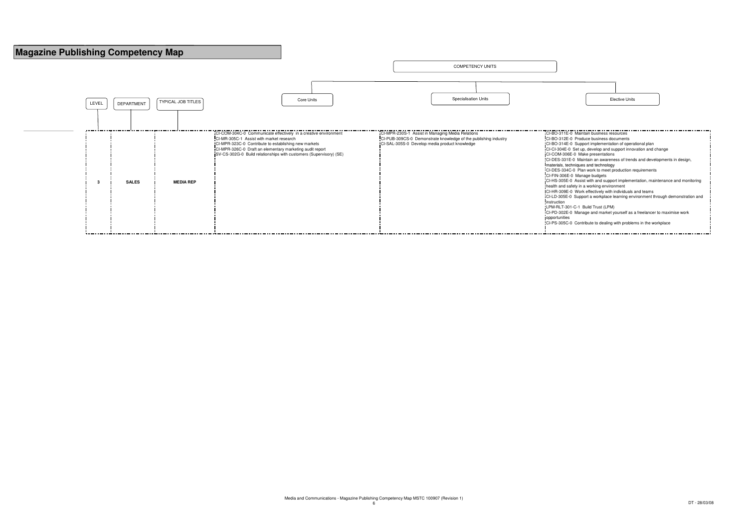# Magazine Publishing Competency Map

| LEVEL | DEPARTMENT | TYPICAL JOB TITLES | COMPETENCY UNITS: Core Units | Specialisation Units | Elective Units |
|---|---|---|---|---|---|
| **3** | **SALES** | **MEDIA REP** | CI-COM-304C-0 Communicate effectively in a creative environment<br>CI-MR-305C-1 Assist with market research<br>CI-MPR-323C-0 Contribute to establishing new markets<br>CI-MPR-326C-0 Draft an elementary marketing audit report<br>SV-CS-302G-0 Build relationships with customers (Supervisory) (SE) | CI-MPR-230S-1 Assist in Managing Media Relations<br>CI-PUB-309CS-0 Demonstrate knowledge of the publishing industry<br>CI-SAL-305S-0 Develop media product knowledge | CI-BO-311E-0 Maintain business resources<br>CI-BO-312E-0 Produce business documents<br>CI-BO-314E-0 Support implementation of operational plan<br>CI-CI-304E-0 Set up, develop and support innovation and change<br>CI-COM-306E-0 Make presentations<br>CI-DES-331E-0 Maintain an awareness of trends and developments in design, materials, techniques and technology<br>CI-DES-334C-0 Plan work to meet production requirements<br>CI-FIN-306E-0 Manage budgets<br>CI-HS-305E-0 Assist with and support implementation, maintenance and monitoring health and safety in a working environment<br>CI-HR-309E-0 Work effectively with individuals and teams<br>CI-LD-305E-0 Support a workplace learning environment through demonstration and instruction<br>LPM-RLT-301-C-1 Build Trust (LPM)<br>CI-PD-302E-0 Manage and market yourself as a freelancer to maximise work opportunities<br>CI-PS-305C-0 Contribute to dealing with problems in the workplace |

Media and Communications - Magazine Publishing Competency Map MSTC 100907 (Revision 1)

DT - 28/03/08